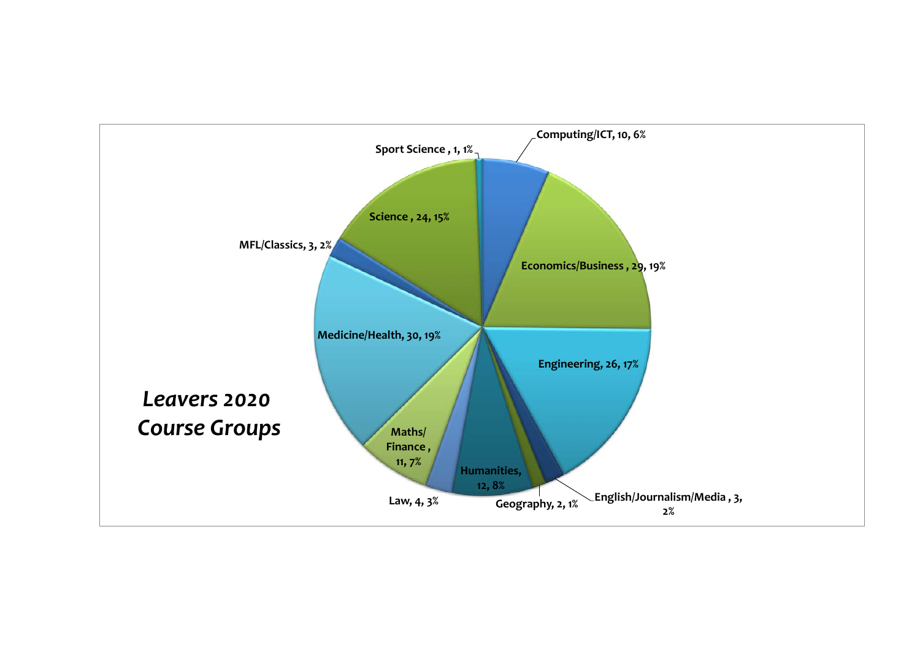*Leavers 2020 Course Groups*

| Course Group | Number | Percentage |
|---|---|---|
| Computing/ICT | 10 | 6% |
| Economics/Business | 29 | 19% |
| Engineering | 26 | 17% |
| English/Journalism/Media | 3 | 2% |
| Geography | 2 | 1% |
| Humanities | 12 | 8% |
| Law | 4 | 3% |
| Maths/Finance | 11 | 7% |
| Medicine/Health | 30 | 19% |
| MFL/Classics | 3 | 2% |
| Science | 24 | 15% |
| Sport Science | 1 | 1% |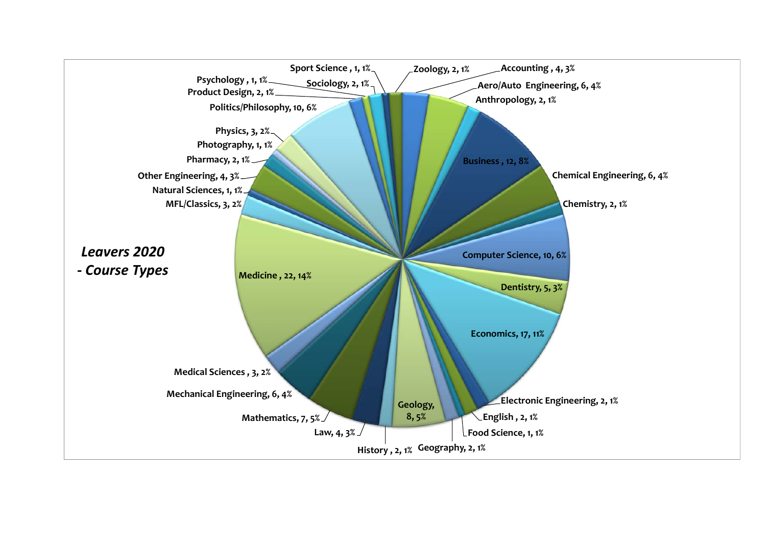*Leavers 2020*
*- Course Types*

| Course | Number | Percentage |
|---|---|---|
| Zoology | 2 | 1% |
| Accounting | 4 | 3% |
| Aero/Auto Engineering | 6 | 4% |
| Anthropology | 2 | 1% |
| Business | 12 | 8% |
| Chemical Engineering | 6 | 4% |
| Chemistry | 2 | 1% |
| Computer Science | 10 | 6% |
| Dentistry | 5 | 3% |
| Economics | 17 | 11% |
| Electronic Engineering | 2 | 1% |
| English | 2 | 1% |
| Food Science | 1 | 1% |
| Geography | 2 | 1% |
| Geology | 8 | 5% |
| History | 2 | 1% |
| Law | 4 | 3% |
| Mathematics | 7 | 5% |
| Mechanical Engineering | 6 | 4% |
| Medical Sciences | 3 | 2% |
| Medicine | 22 | 14% |
| MFL/Classics | 3 | 2% |
| Natural Sciences | 1 | 1% |
| Other Engineering | 4 | 3% |
| Pharmacy | 2 | 1% |
| Photography | 1 | 1% |
| Physics | 3 | 2% |
| Politics/Philosophy | 10 | 6% |
| Product Design | 2 | 1% |
| Psychology | 1 | 1% |
| Sociology | 2 | 1% |
| Sport Science | 1 | 1% |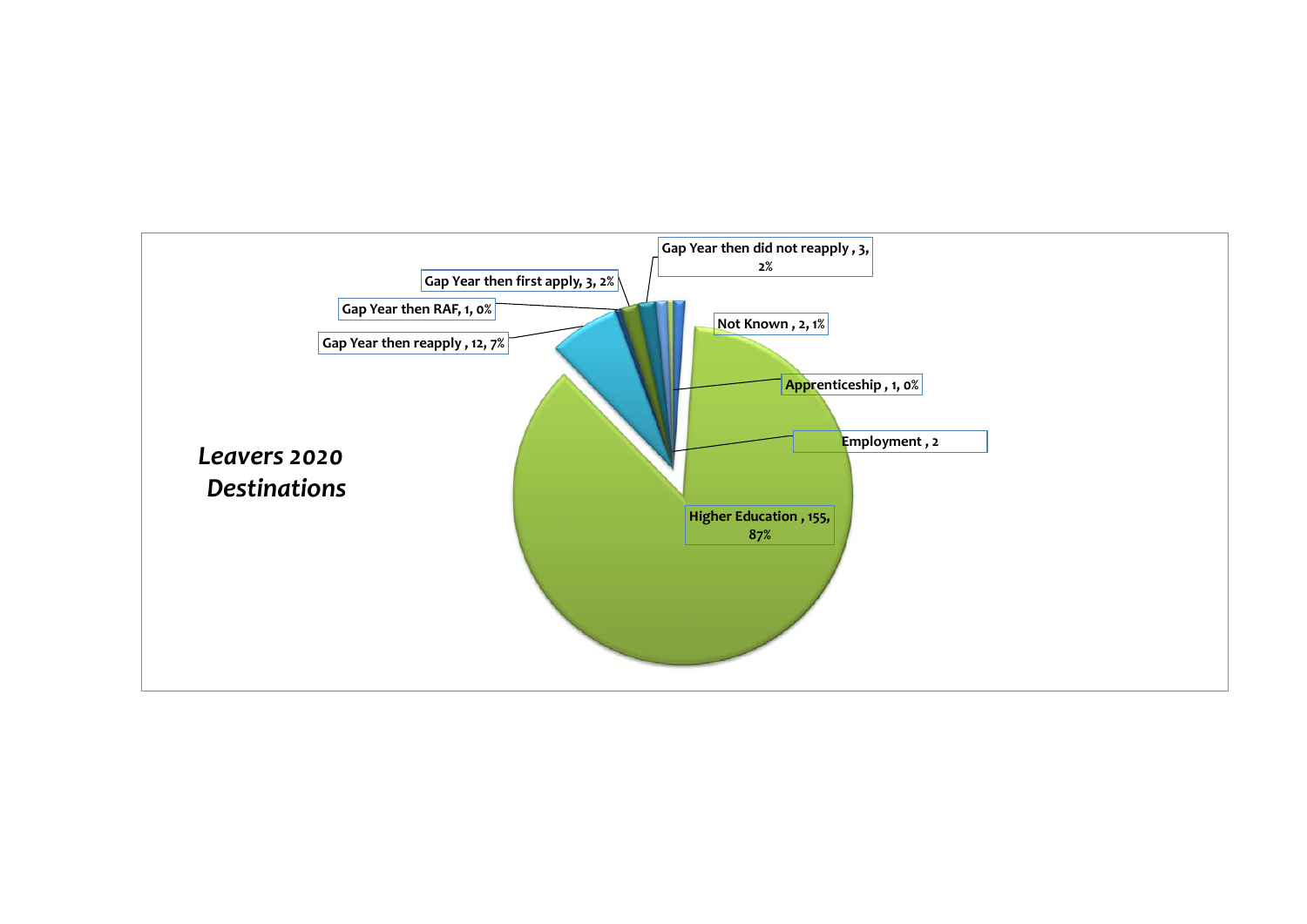***Leavers 2020 Destinations***

Gap Year then did not reapply , 3, 2%

Gap Year then first apply, 3, 2%

Gap Year then RAF, 1, 0%

Gap Year then reapply , 12, 7%

Not Known , 2, 1%

Apprenticeship , 1, 0%

Employment , 2

Higher Education , 155, 87%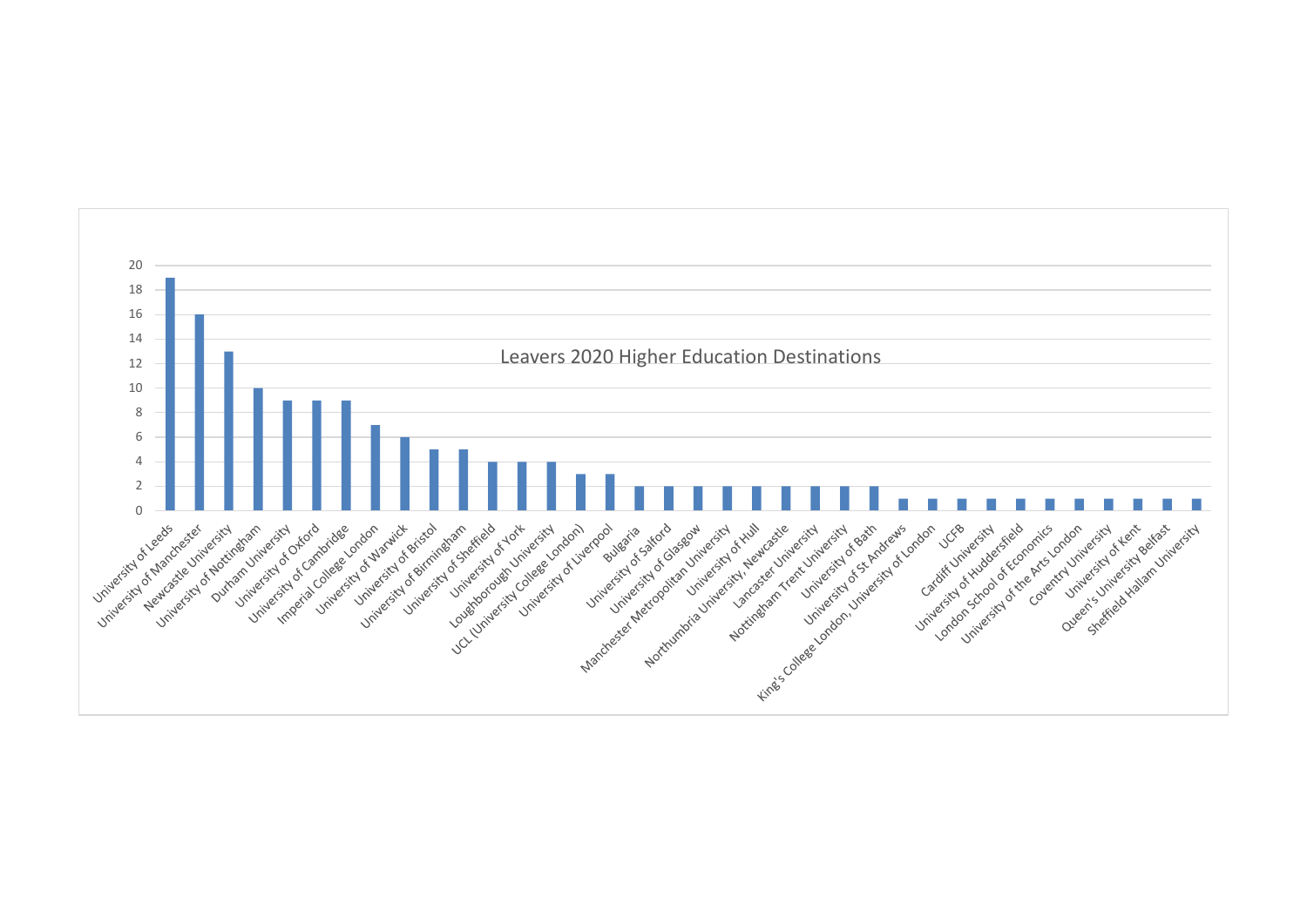Leavers 2020 Higher Education Destinations

20
18
16
14
12
10
8
6
4
2
0

University of Leeds
University of Manchester
Newcastle University
University of Nottingham
Durham University
University of Oxford
University of Cambridge
Imperial College London
University of Warwick
University of Bristol
University of Birmingham
University of Sheffield
University of York
Loughborough University
UCL (University College London)
University of Liverpool
Bulgaria
University of Salford
University of Glasgow
Manchester Metropolitan University
University of Hull
Northumbria University, Newcastle
Lancaster University
Nottingham Trent University
University of Bath
University of St Andrews
King's College London, University of London
UCFB
Cardiff University
University of Huddersfield
London School of Economics
University of the Arts London
Coventry University
University of Kent
Queen's University Belfast
Sheffield Hallam University